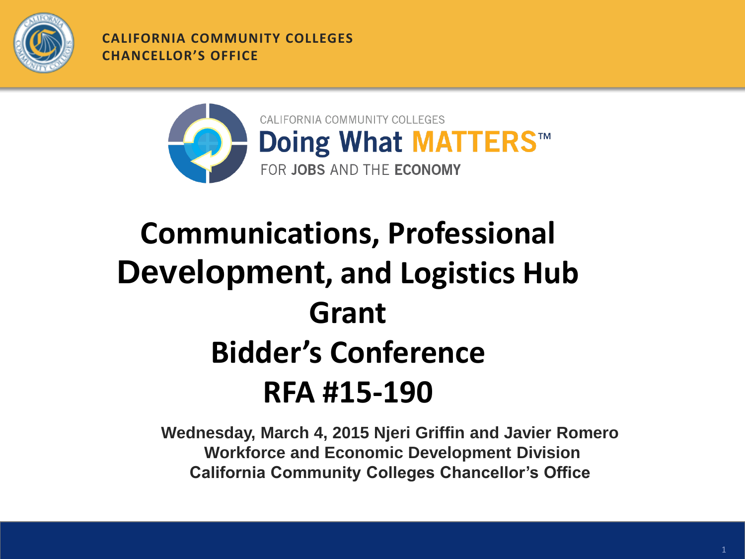CALIFORNIA COMMUNITY COLLEGES
CHANCELLOR'S OFFICE

CALIFORNIA COMMUNITY COLLEGES
Doing What MATTERS™
FOR JOBS AND THE ECONOMY

# Communications, Professional Development, and Logistics Hub Grant

# Bidder's Conference

# RFA #15-190

**Wednesday, March 4, 2015 Njeri Griffin and Javier Romero**
**Workforce and Economic Development Division**
**California Community Colleges Chancellor's Office**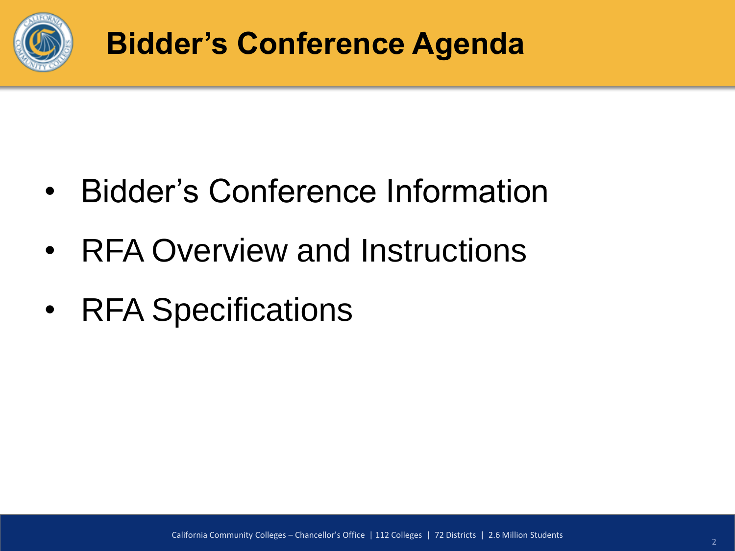# Bidder's Conference Agenda

- Bidder's Conference Information
- RFA Overview and Instructions
- RFA Specifications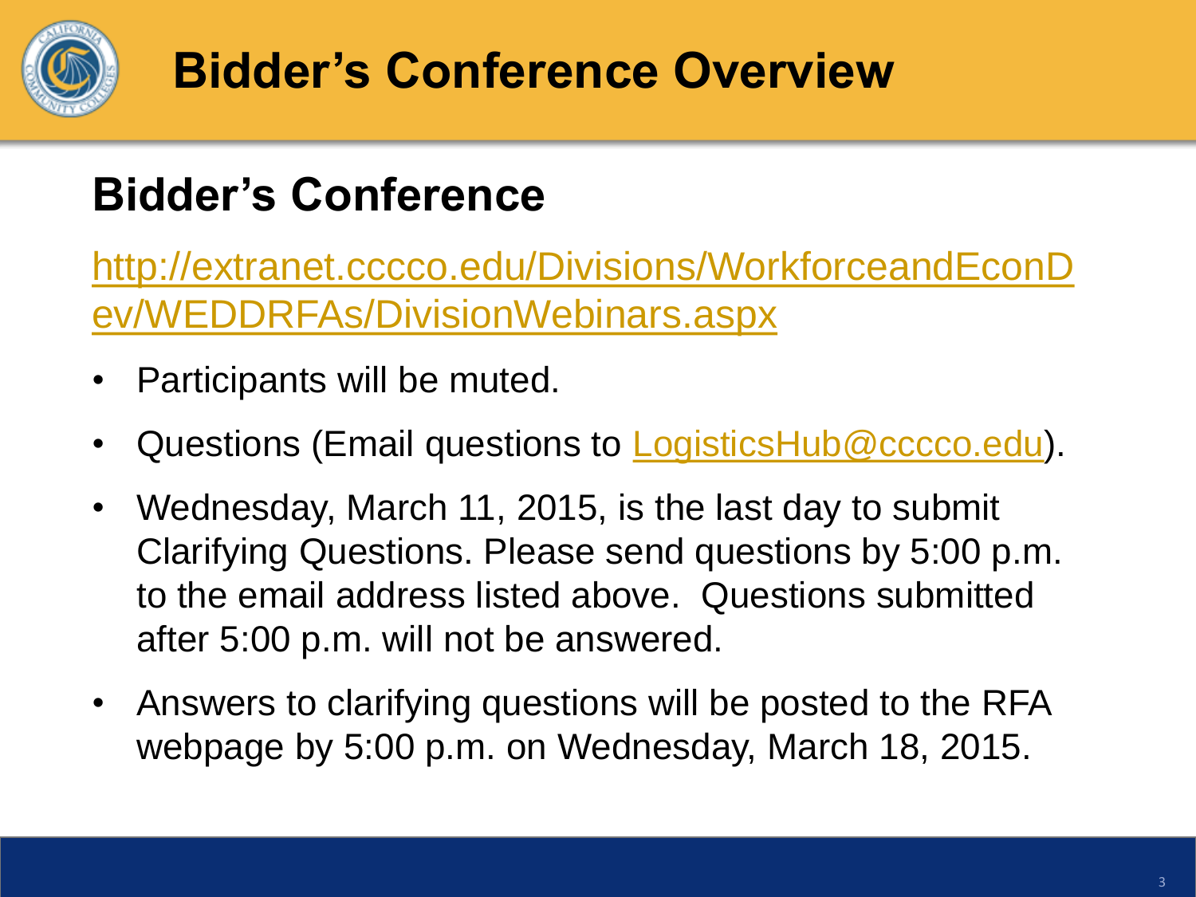# Bidder's Conference Overview

## Bidder's Conference

http://extranet.cccco.edu/Divisions/WorkforceandEconDev/WEDDRFAs/DivisionWebinars.aspx

- Participants will be muted.
- Questions (Email questions to LogisticsHub@cccco.edu).
- Wednesday, March 11, 2015, is the last day to submit Clarifying Questions. Please send questions by 5:00 p.m. to the email address listed above. Questions submitted after 5:00 p.m. will not be answered.
- Answers to clarifying questions will be posted to the RFA webpage by 5:00 p.m. on Wednesday, March 18, 2015.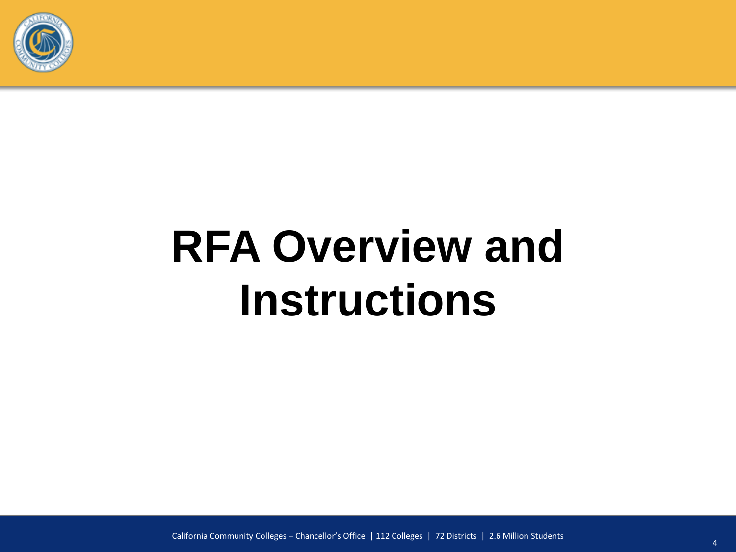# RFA Overview and Instructions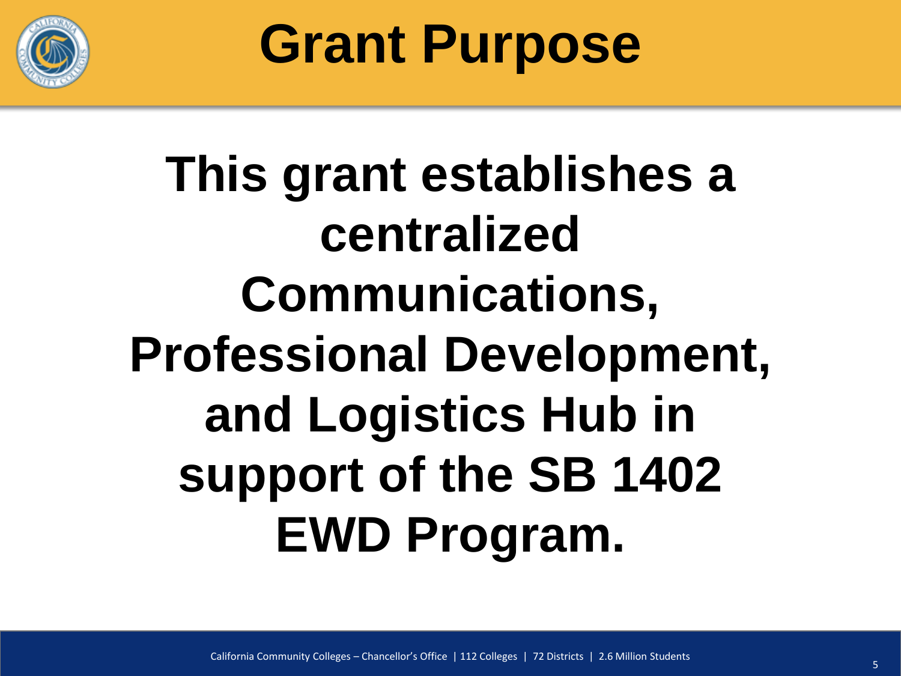# Grant Purpose

**This grant establishes a centralized Communications, Professional Development, and Logistics Hub in support of the SB 1402 EWD Program.**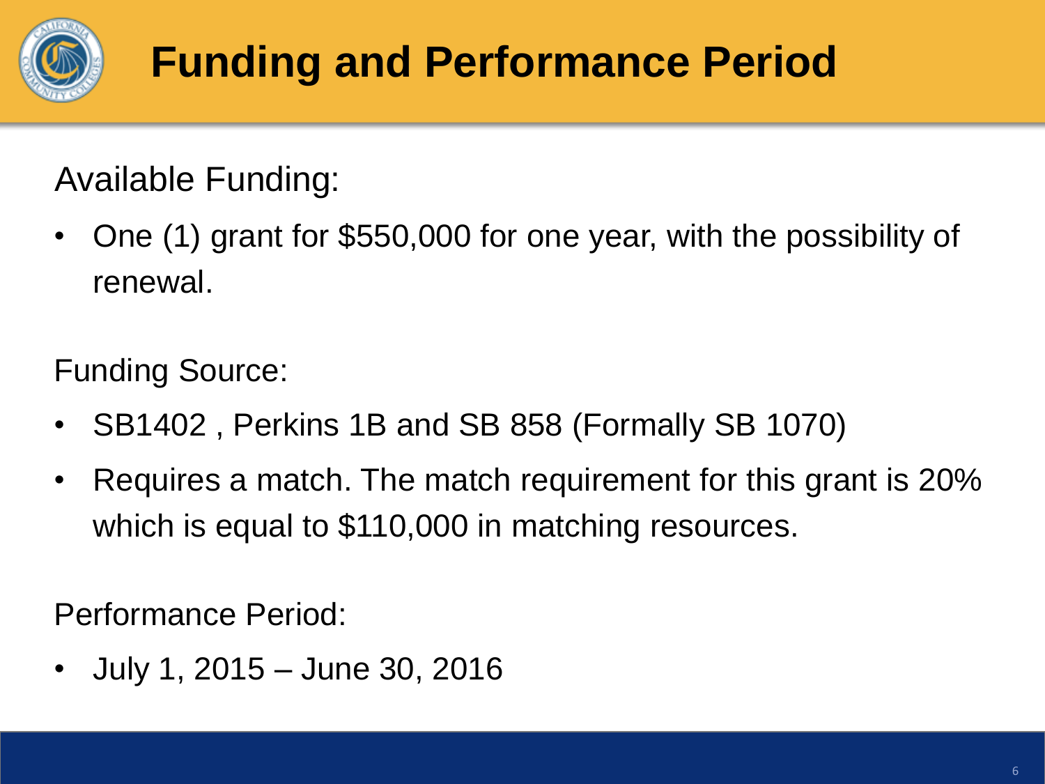# Funding and Performance Period

Available Funding:

- One (1) grant for $550,000 for one year, with the possibility of renewal.

Funding Source:

- SB1402 , Perkins 1B and SB 858 (Formally SB 1070)
- Requires a match. The match requirement for this grant is 20% which is equal to $110,000 in matching resources.

Performance Period:

- July 1, 2015 – June 30, 2016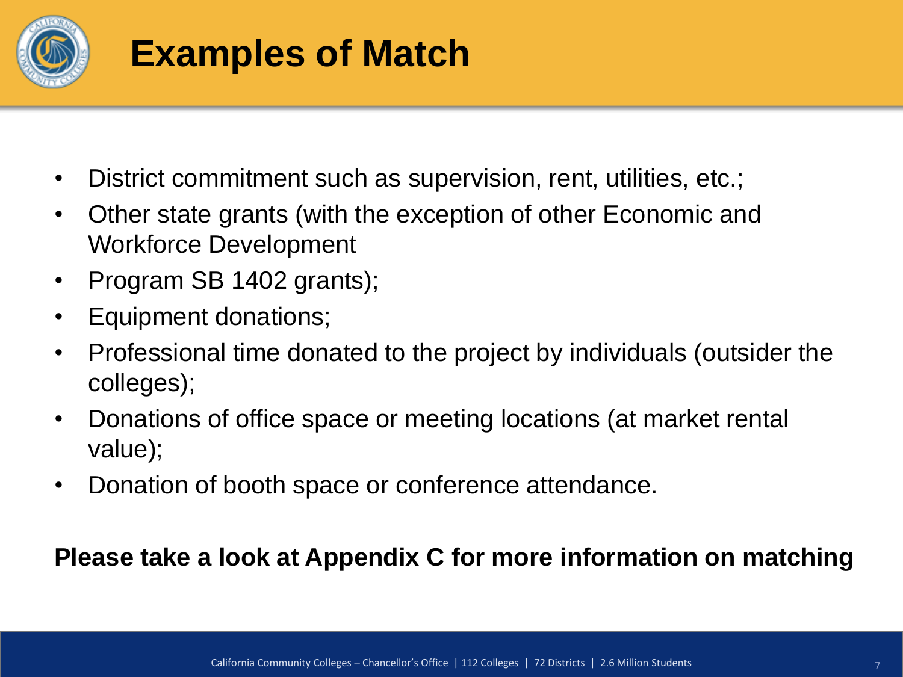# Examples of Match

- District commitment such as supervision, rent, utilities, etc.;
- Other state grants (with the exception of other Economic and Workforce Development
- Program SB 1402 grants);
- Equipment donations;
- Professional time donated to the project by individuals (outsider the colleges);
- Donations of office space or meeting locations (at market rental value);
- Donation of booth space or conference attendance.

**Please take a look at Appendix C for more information on matching**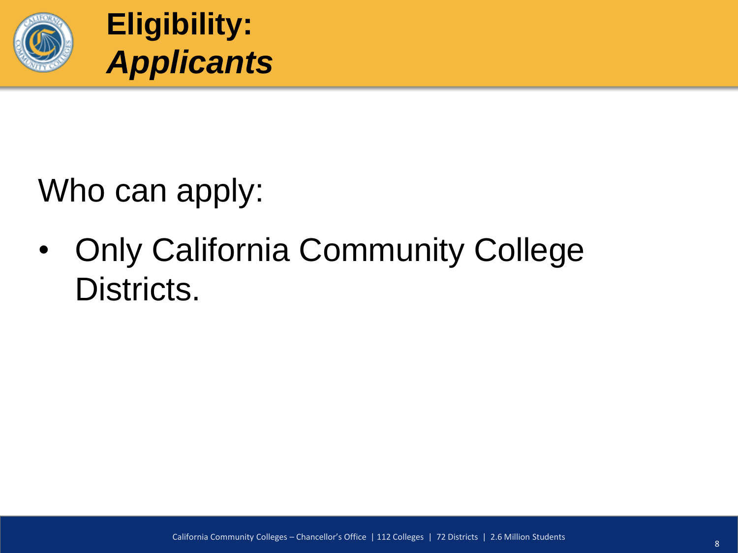# **Eligibility:** ***Applicants***

Who can apply:

- Only California Community College Districts.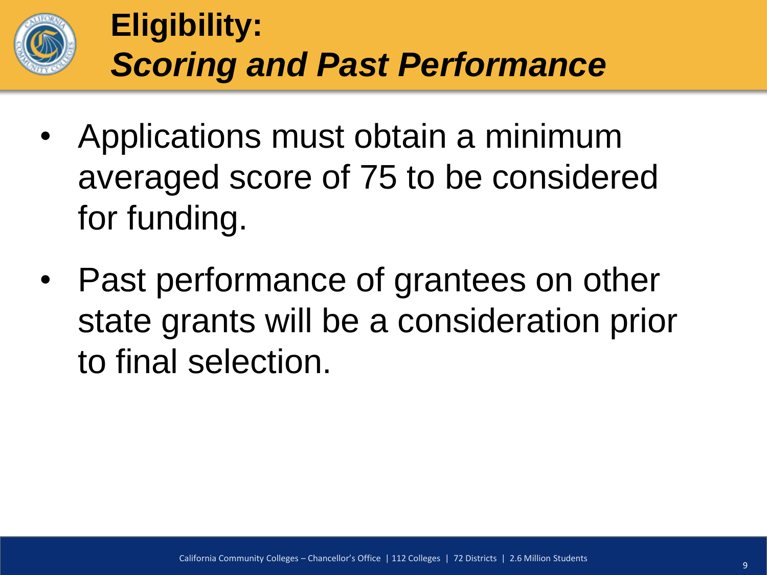# Eligibility:
## *Scoring and Past Performance*

- Applications must obtain a minimum averaged score of 75 to be considered for funding.
- Past performance of grantees on other state grants will be a consideration prior to final selection.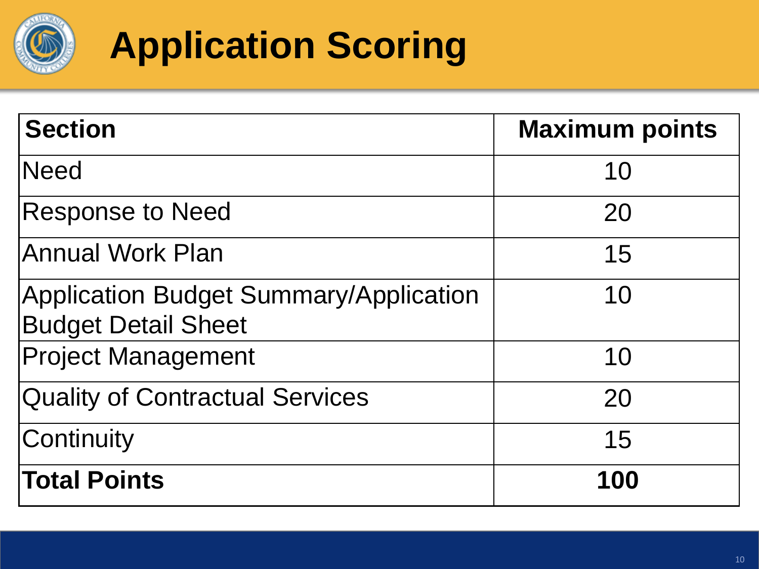# Application Scoring

| Section | Maximum points |
|---|---|
| Need | 10 |
| Response to Need | 20 |
| Annual Work Plan | 15 |
| Application Budget Summary/Application Budget Detail Sheet | 10 |
| Project Management | 10 |
| Quality of Contractual Services | 20 |
| Continuity | 15 |
| **Total Points** | **100** |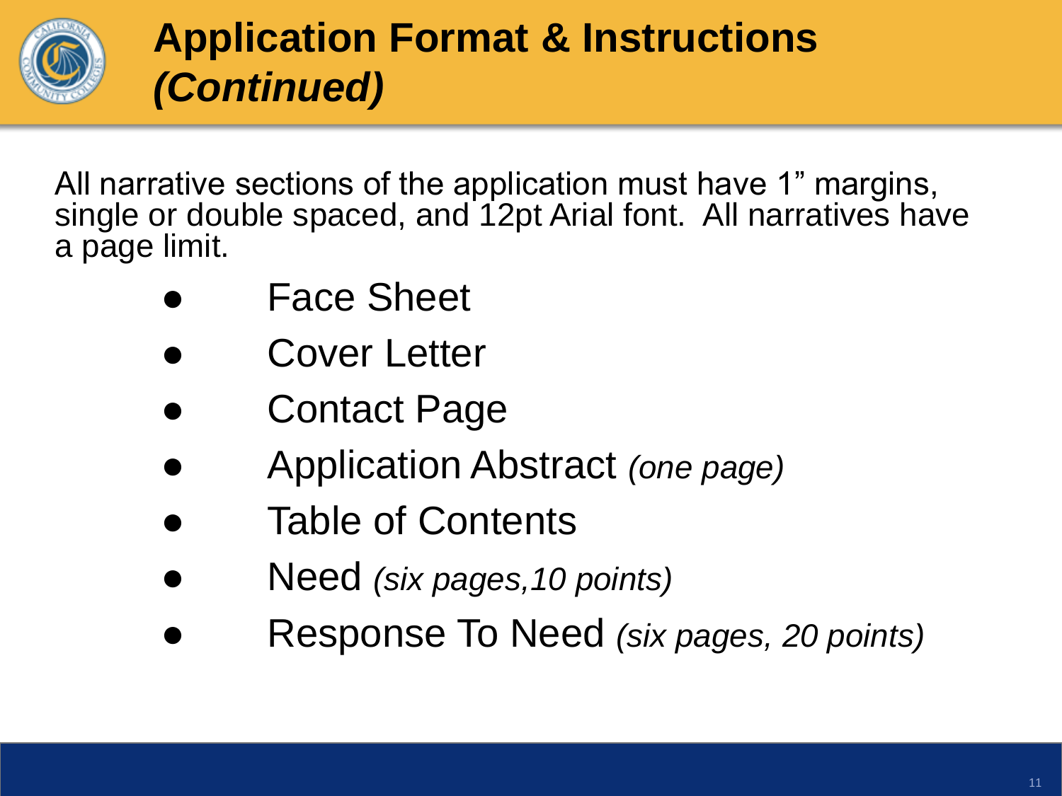# Application Format & Instructions *(Continued)*

All narrative sections of the application must have 1" margins, single or double spaced, and 12pt Arial font. All narratives have a page limit.

- Face Sheet
- Cover Letter
- Contact Page
- Application Abstract *(one page)*
- Table of Contents
- Need *(six pages,10 points)*
- Response To Need *(six pages, 20 points)*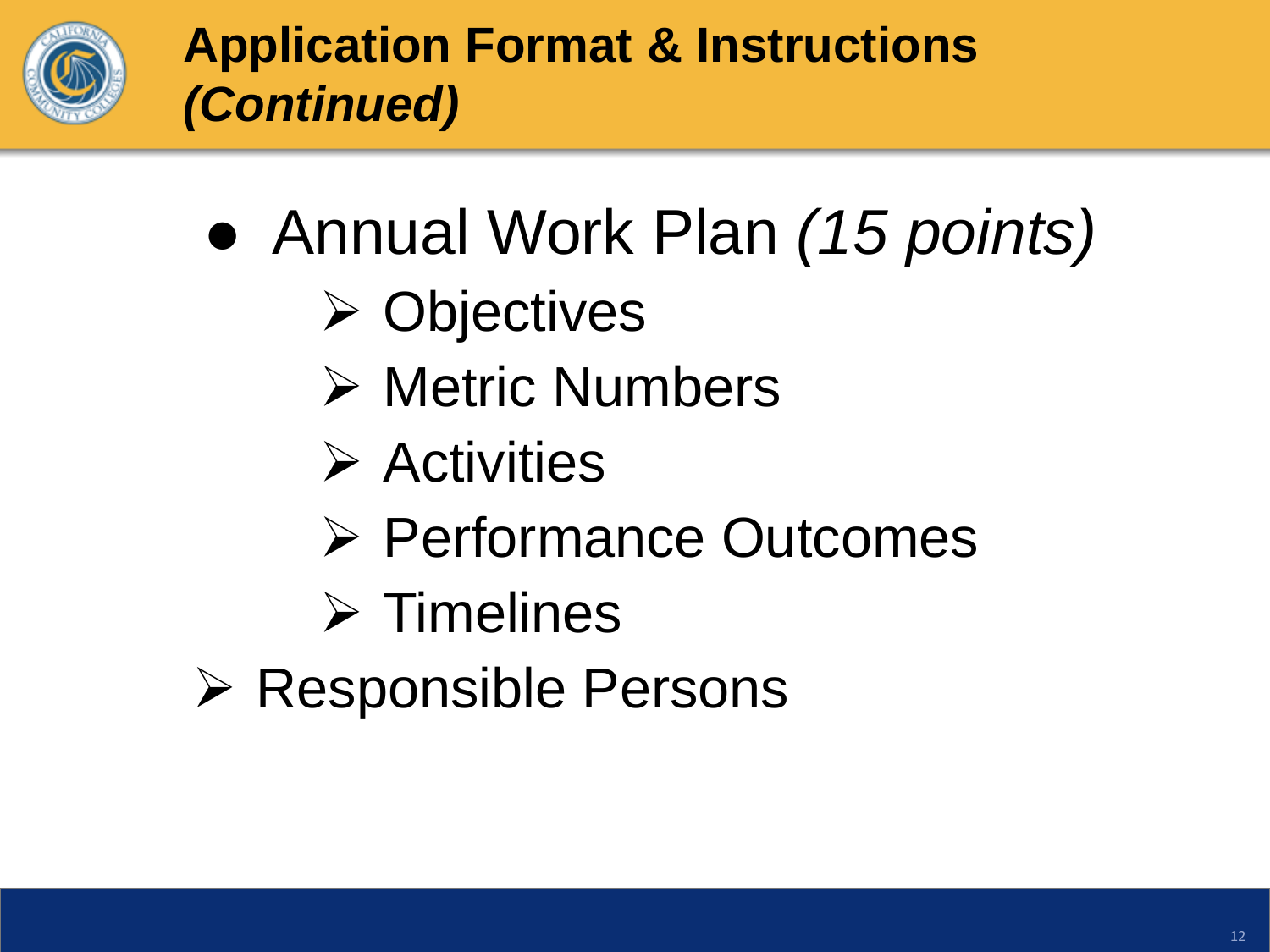# Application Format & Instructions *(Continued)*

- Annual Work Plan *(15 points)*
  - Objectives
  - Metric Numbers
  - Activities
  - Performance Outcomes
  - Timelines
- Responsible Persons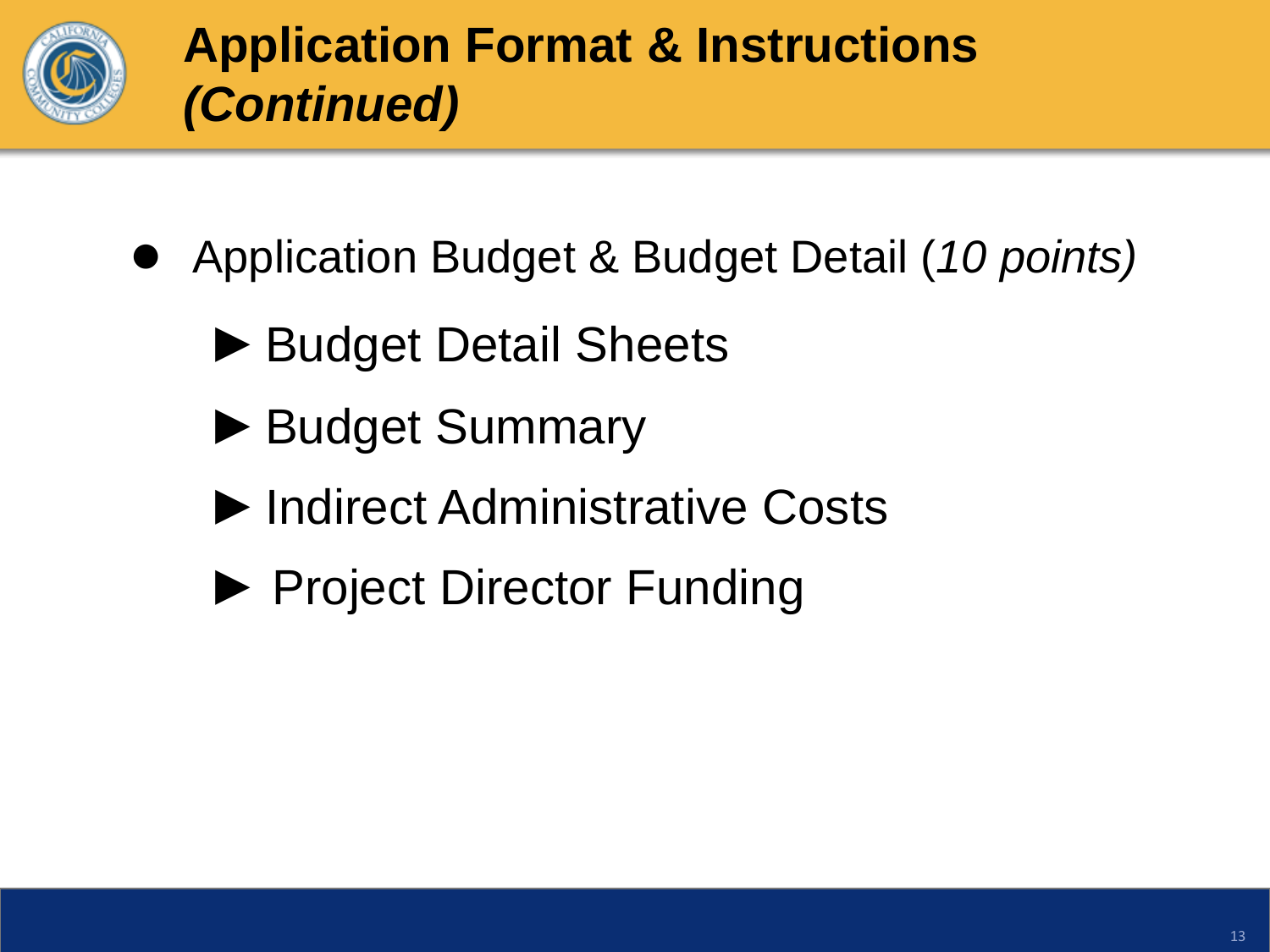# Application Format & Instructions *(Continued)*

- Application Budget & Budget Detail (*10 points)*
  - ► Budget Detail Sheets
  - ► Budget Summary
  - ► Indirect Administrative Costs
  - ► Project Director Funding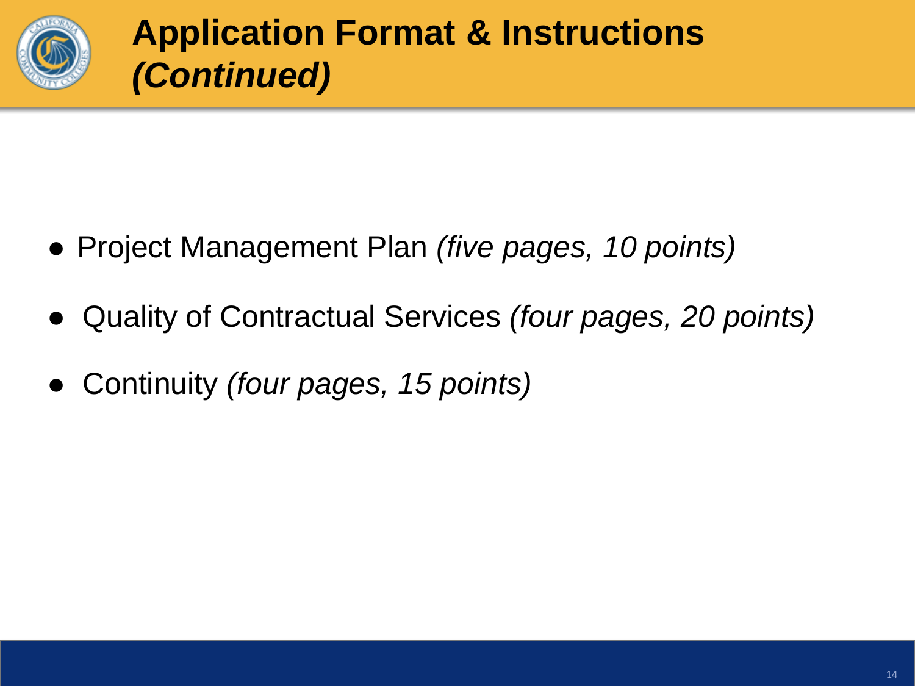# Application Format & Instructions *(Continued)*

- Project Management Plan *(five pages, 10 points)*
- Quality of Contractual Services *(four pages, 20 points)*
- Continuity *(four pages, 15 points)*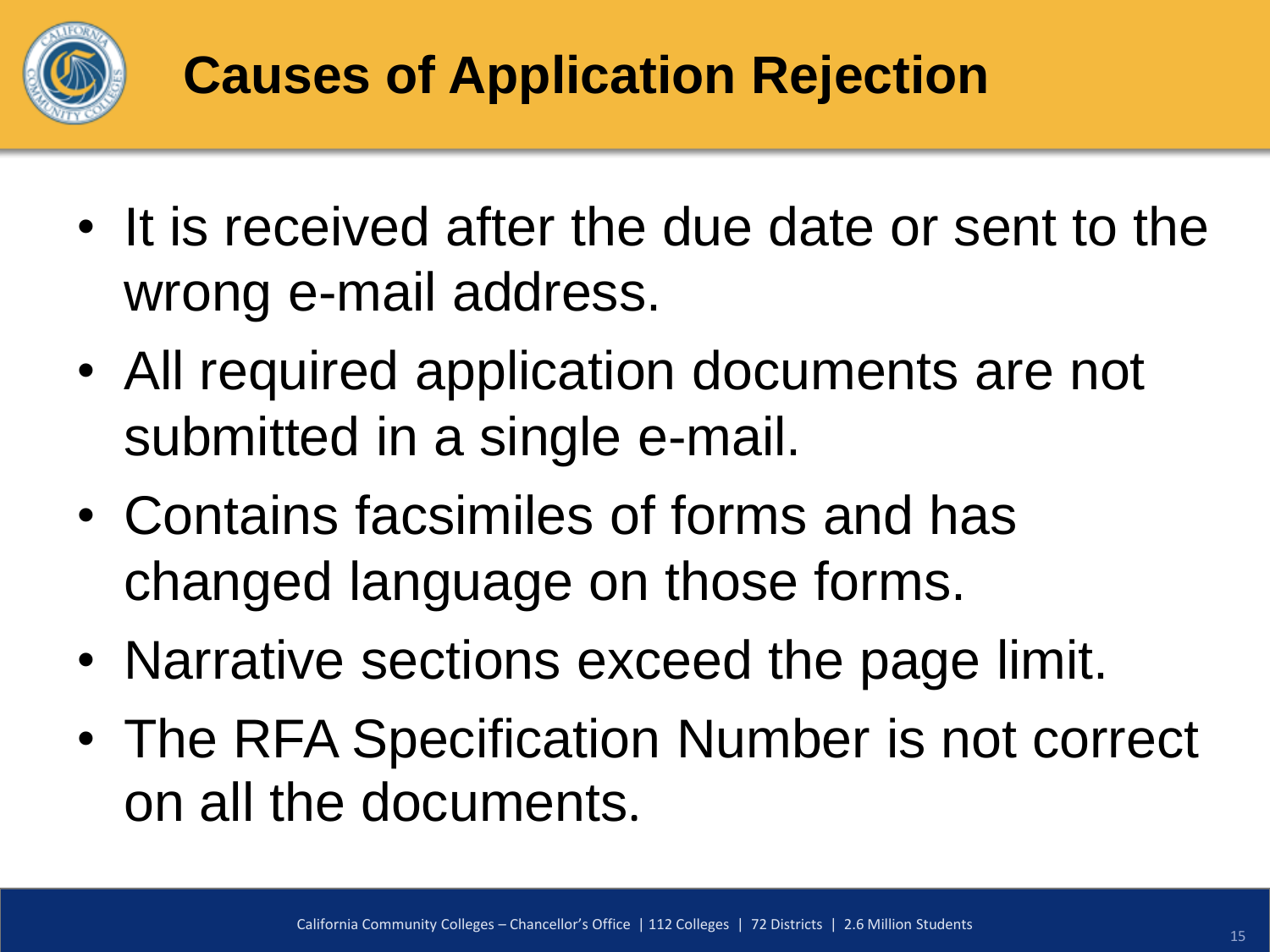# Causes of Application Rejection

- It is received after the due date or sent to the wrong e-mail address.
- All required application documents are not submitted in a single e-mail.
- Contains facsimiles of forms and has changed language on those forms.
- Narrative sections exceed the page limit.
- The RFA Specification Number is not correct on all the documents.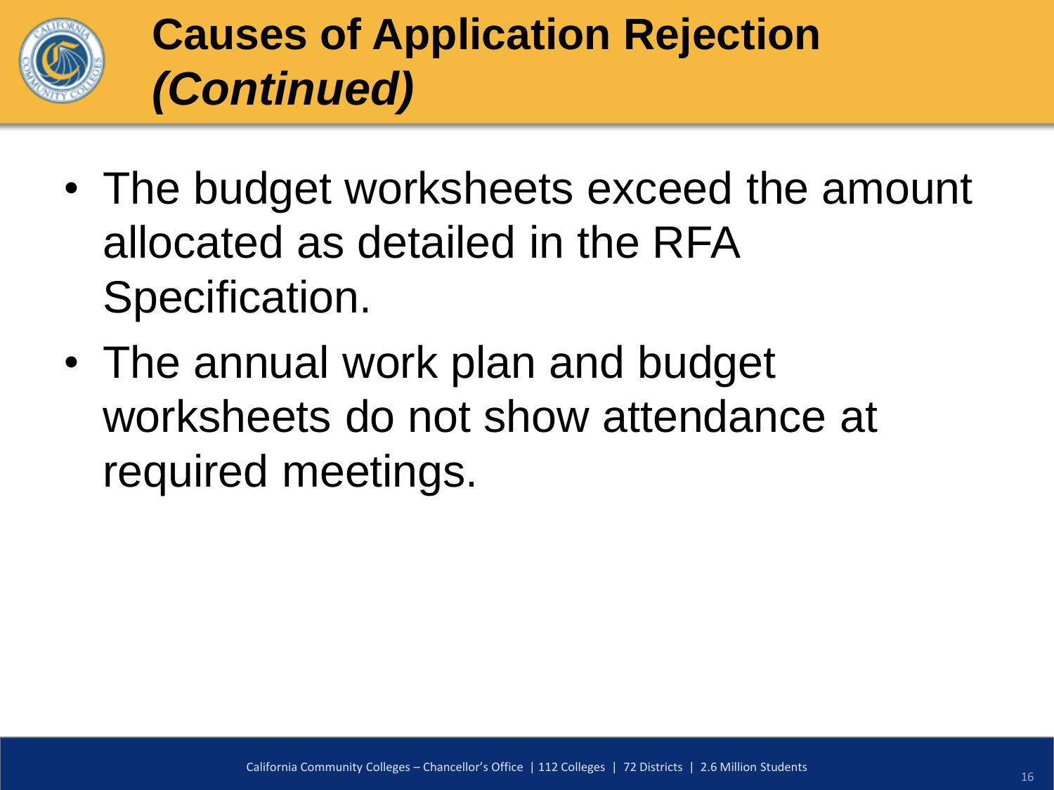# Causes of Application Rejection *(Continued)*

- The budget worksheets exceed the amount allocated as detailed in the RFA Specification.
- The annual work plan and budget worksheets do not show attendance at required meetings.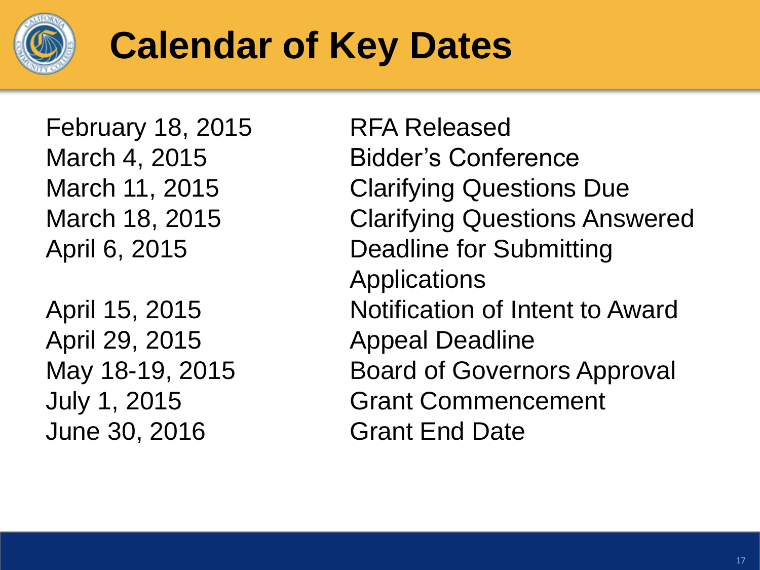# Calendar of Key Dates

| | |
|---|---|
| February 18, 2015 | RFA Released |
| March 4, 2015 | Bidder's Conference |
| March 11, 2015 | Clarifying Questions Due |
| March 18, 2015 | Clarifying Questions Answered |
| April 6, 2015 | Deadline for Submitting Applications |
| April 15, 2015 | Notification of Intent to Award |
| April 29, 2015 | Appeal Deadline |
| May 18-19, 2015 | Board of Governors Approval |
| July 1, 2015 | Grant Commencement |
| June 30, 2016 | Grant End Date |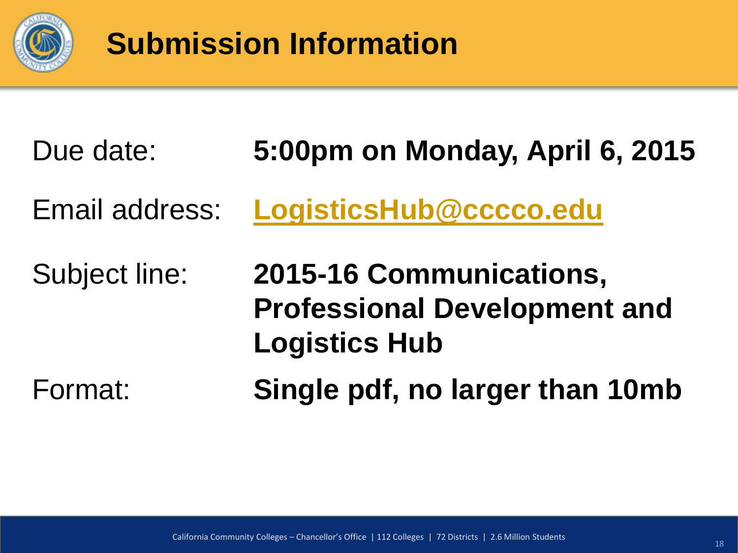# Submission Information

| | |
|---|---|
| Due date: | **5:00pm on Monday, April 6, 2015** |
| Email address: | **LogisticsHub@cccco.edu** |
| Subject line: | **2015-16 Communications, Professional Development and Logistics Hub** |
| Format: | **Single pdf, no larger than 10mb** |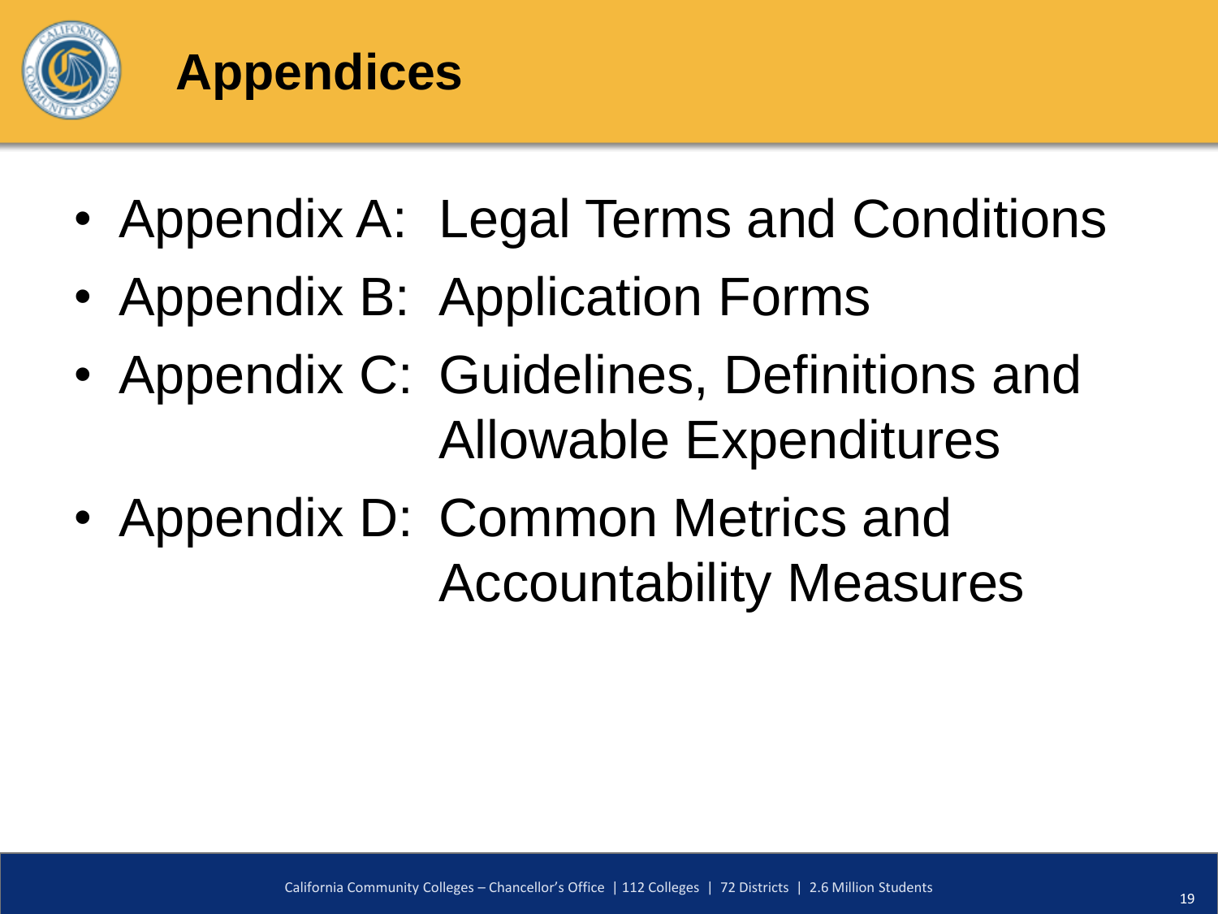# Appendices

- Appendix A: Legal Terms and Conditions
- Appendix B: Application Forms
- Appendix C: Guidelines, Definitions and Allowable Expenditures
- Appendix D: Common Metrics and Accountability Measures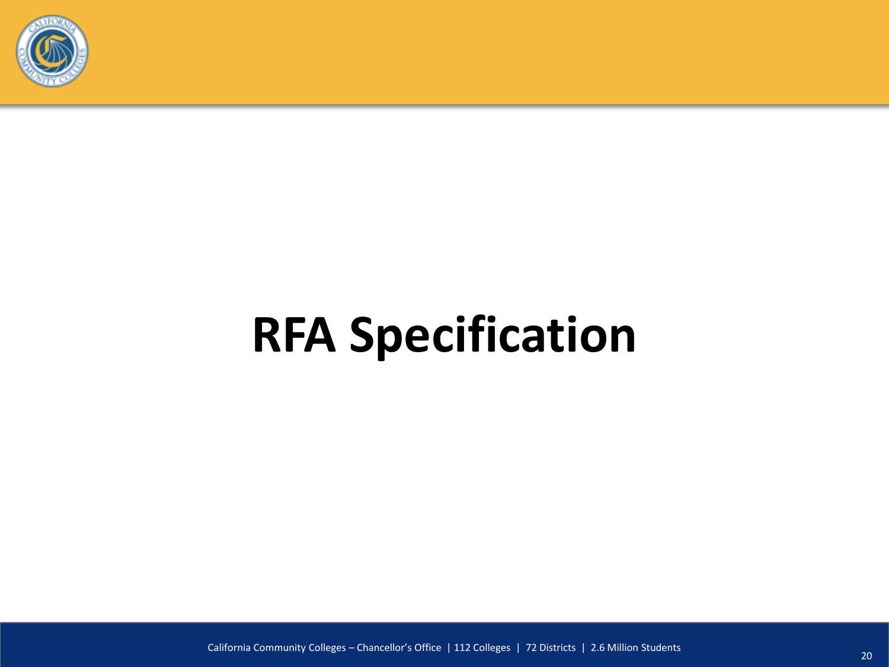# RFA Specification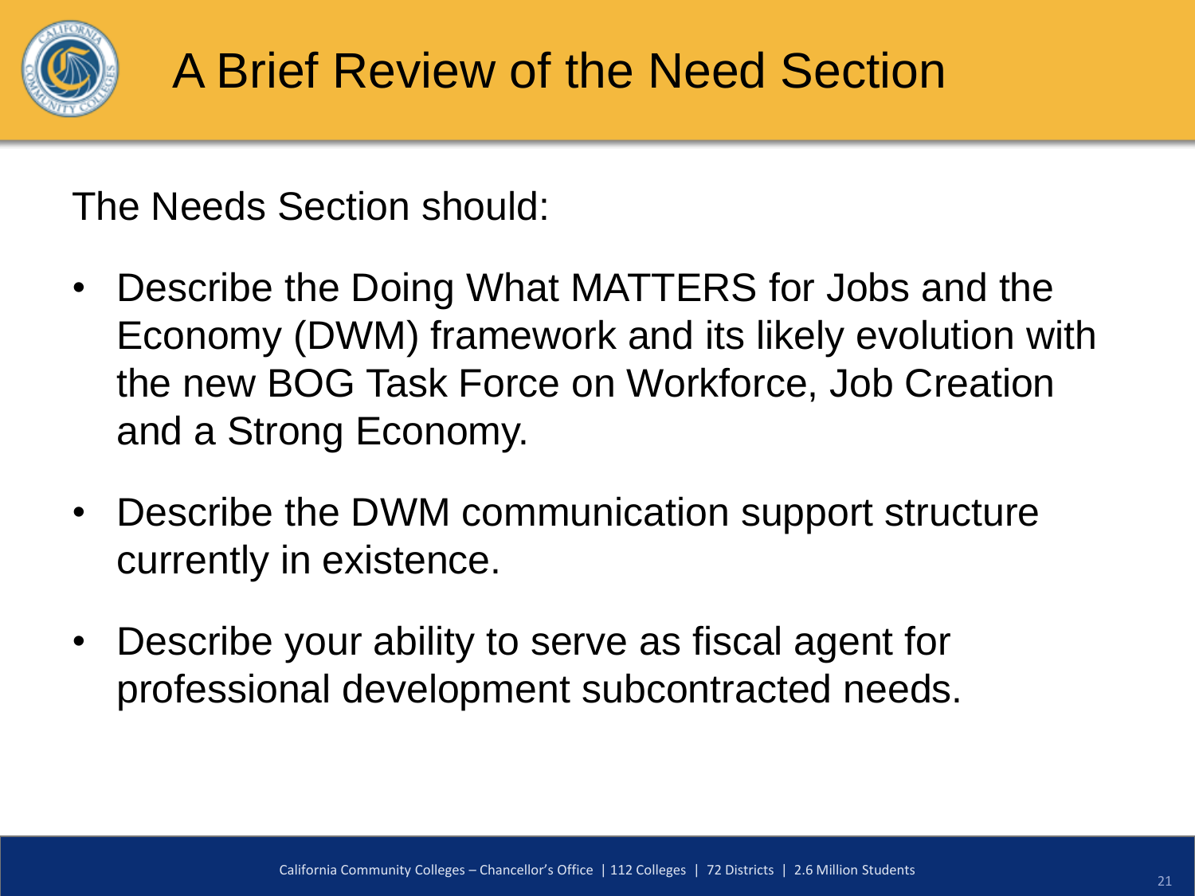# A Brief Review of the Need Section

The Needs Section should:

- Describe the Doing What MATTERS for Jobs and the Economy (DWM) framework and its likely evolution with the new BOG Task Force on Workforce, Job Creation and a Strong Economy.
- Describe the DWM communication support structure currently in existence.
- Describe your ability to serve as fiscal agent for professional development subcontracted needs.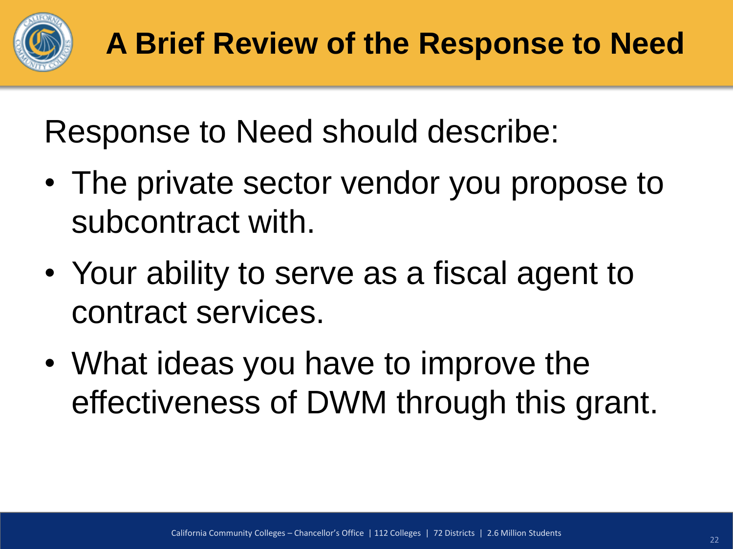# A Brief Review of the Response to Need

Response to Need should describe:

- The private sector vendor you propose to subcontract with.
- Your ability to serve as a fiscal agent to contract services.
- What ideas you have to improve the effectiveness of DWM through this grant.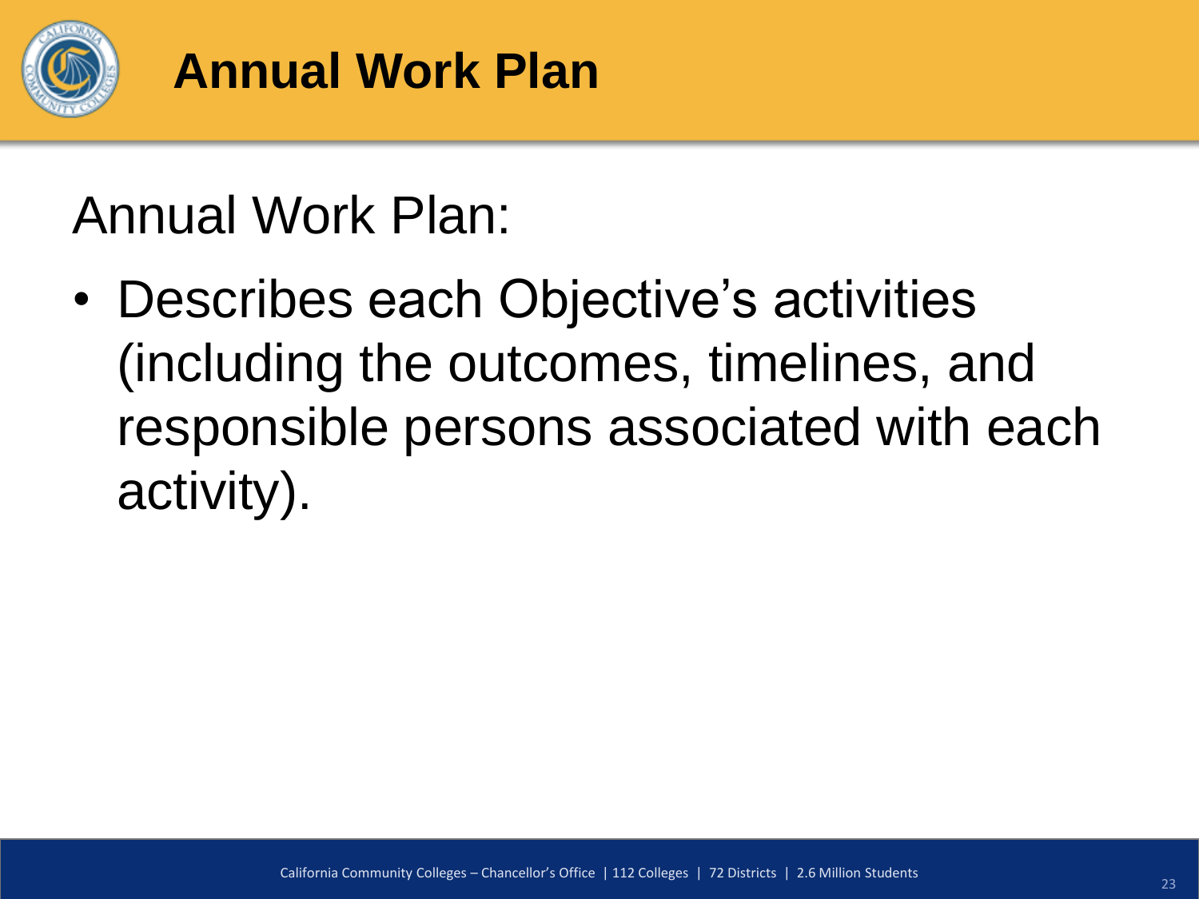# Annual Work Plan

Annual Work Plan:

- Describes each Objective's activities (including the outcomes, timelines, and responsible persons associated with each activity).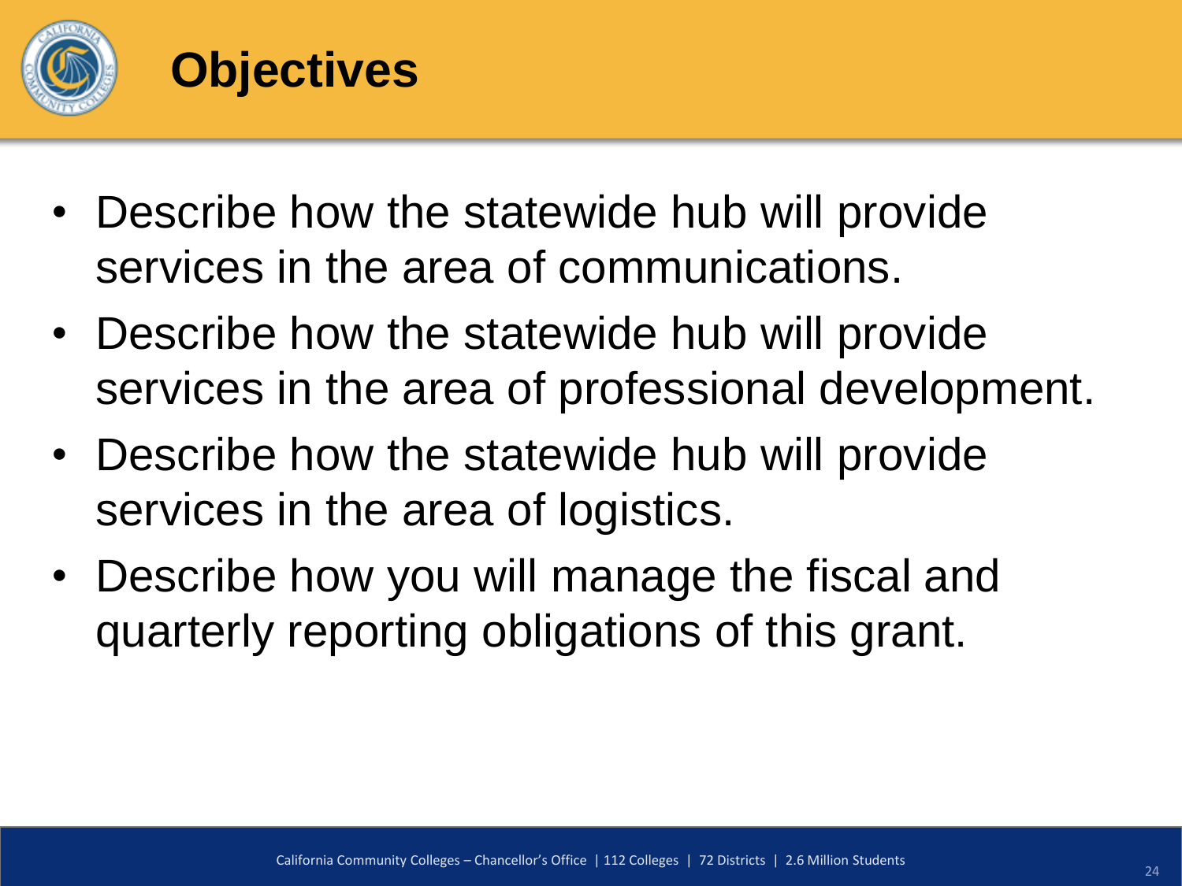# Objectives

- Describe how the statewide hub will provide services in the area of communications.
- Describe how the statewide hub will provide services in the area of professional development.
- Describe how the statewide hub will provide services in the area of logistics.
- Describe how you will manage the fiscal and quarterly reporting obligations of this grant.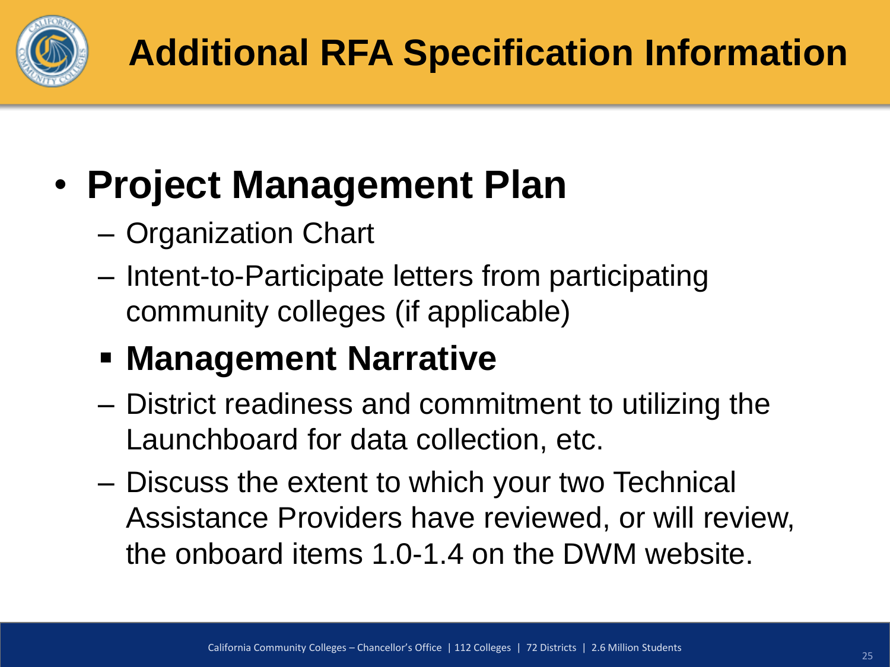# Additional RFA Specification Information

- **Project Management Plan**
  - Organization Chart
  - Intent-to-Participate letters from participating community colleges (if applicable)
- **Management Narrative**
  - District readiness and commitment to utilizing the Launchboard for data collection, etc.
  - Discuss the extent to which your two Technical Assistance Providers have reviewed, or will review, the onboard items 1.0-1.4 on the DWM website.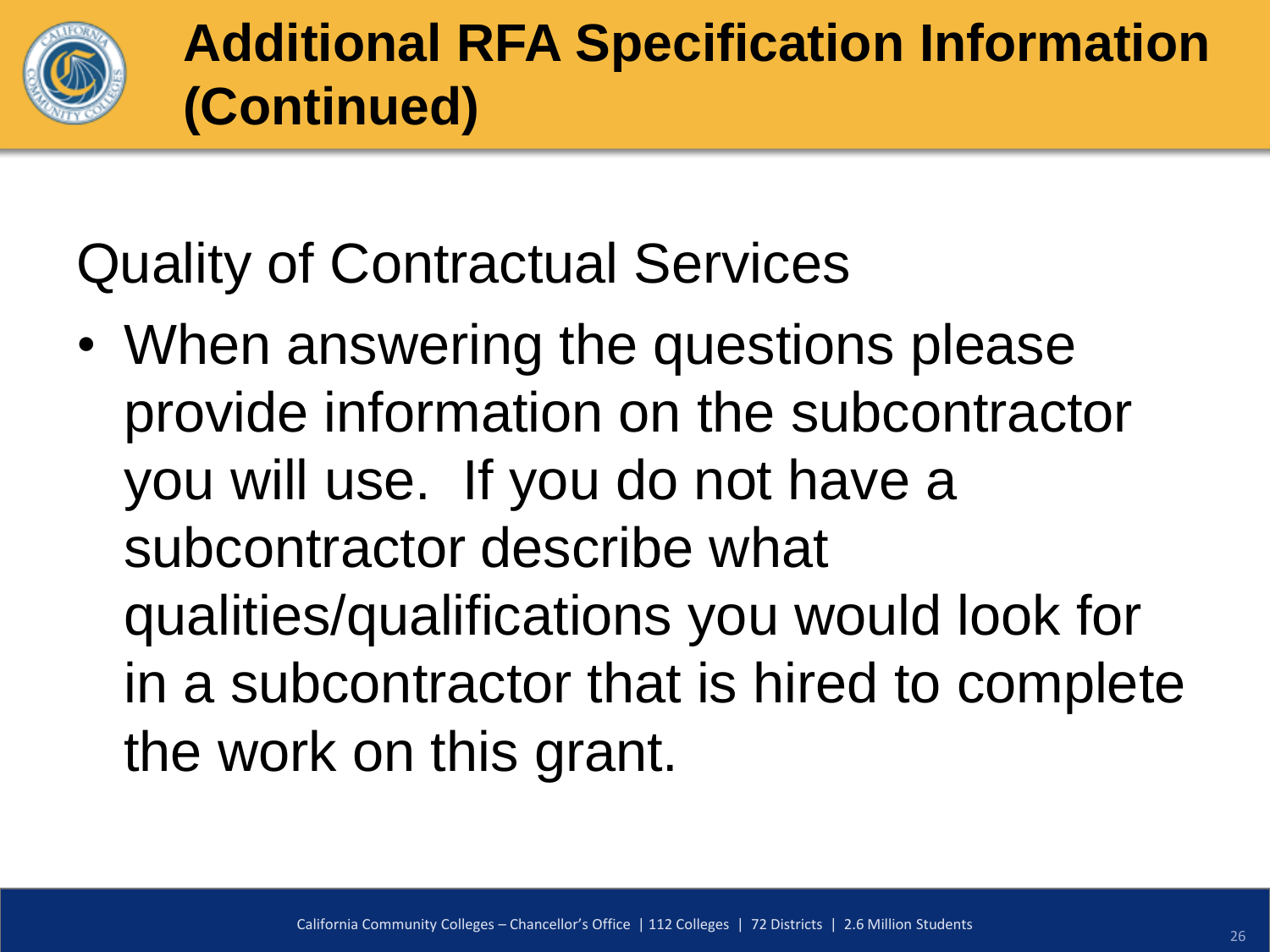# Additional RFA Specification Information (Continued)

## Quality of Contractual Services

- When answering the questions please provide information on the subcontractor you will use. If you do not have a subcontractor describe what qualities/qualifications you would look for in a subcontractor that is hired to complete the work on this grant.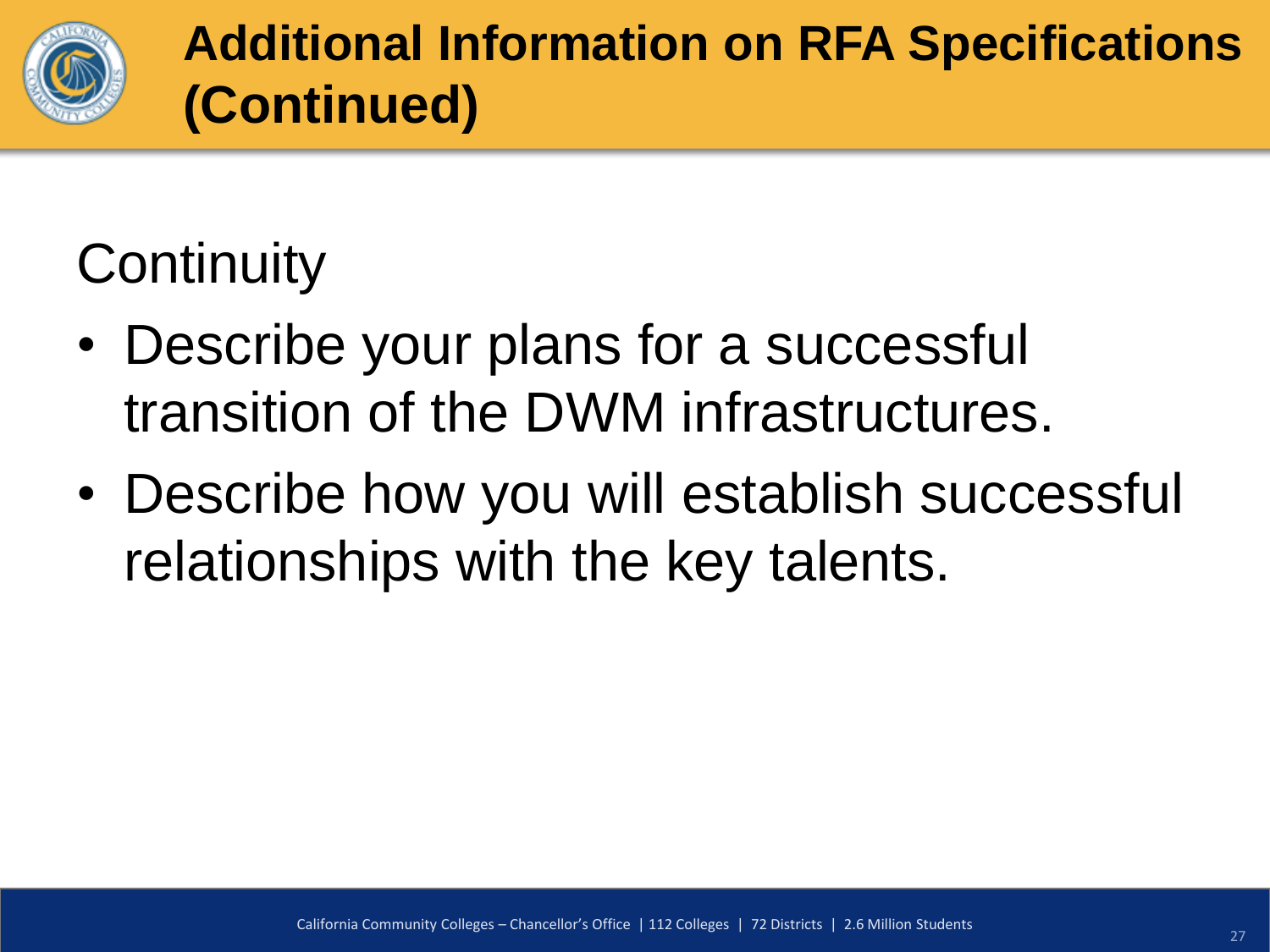# Additional Information on RFA Specifications (Continued)

## Continuity

- Describe your plans for a successful transition of the DWM infrastructures.
- Describe how you will establish successful relationships with the key talents.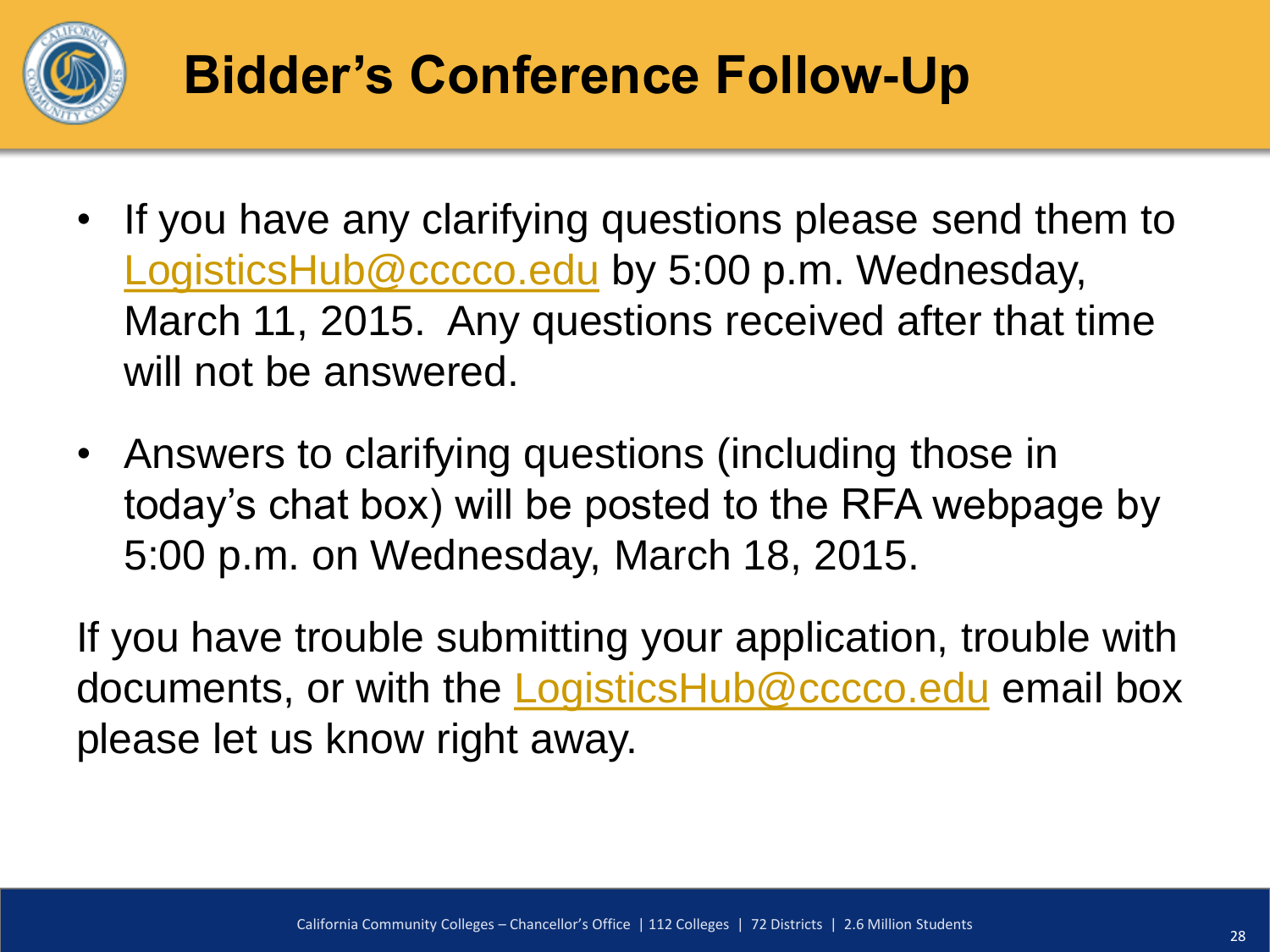# Bidder's Conference Follow-Up

- If you have any clarifying questions please send them to LogisticsHub@cccco.edu by 5:00 p.m. Wednesday, March 11, 2015. Any questions received after that time will not be answered.
- Answers to clarifying questions (including those in today's chat box) will be posted to the RFA webpage by 5:00 p.m. on Wednesday, March 18, 2015.

If you have trouble submitting your application, trouble with documents, or with the LogisticsHub@cccco.edu email box please let us know right away.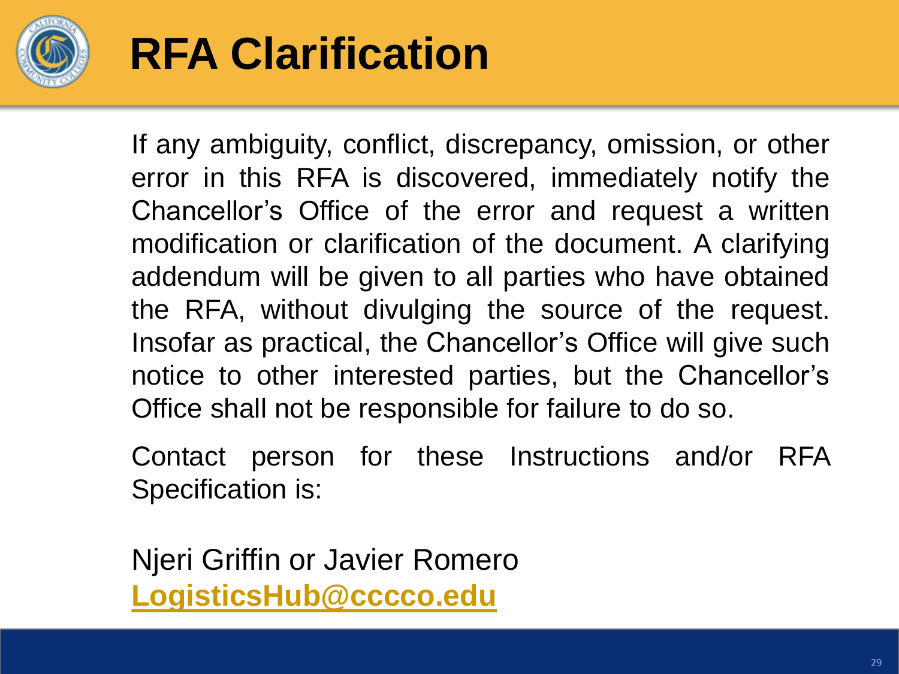# RFA Clarification

If any ambiguity, conflict, discrepancy, omission, or other error in this RFA is discovered, immediately notify the Chancellor's Office of the error and request a written modification or clarification of the document. A clarifying addendum will be given to all parties who have obtained the RFA, without divulging the source of the request. Insofar as practical, the Chancellor's Office will give such notice to other interested parties, but the Chancellor's Office shall not be responsible for failure to do so.

Contact person for these Instructions and/or RFA Specification is:

Njeri Griffin or Javier Romero
**LogisticsHub@cccco.edu**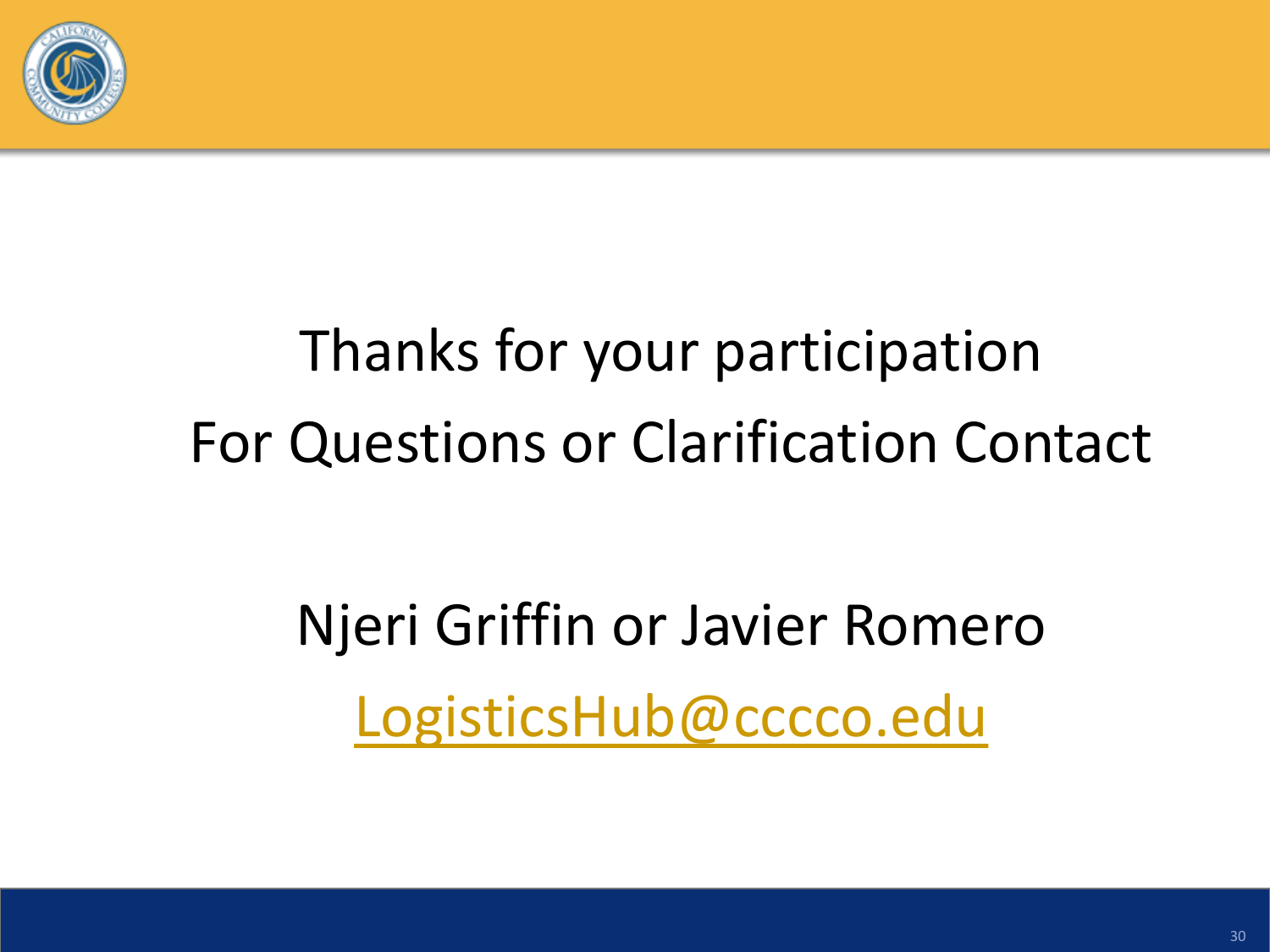Thanks for your participation

For Questions or Clarification Contact

Njeri Griffin or Javier Romero

[LogisticsHub@cccco.edu](mailto:LogisticsHub@cccco.edu)